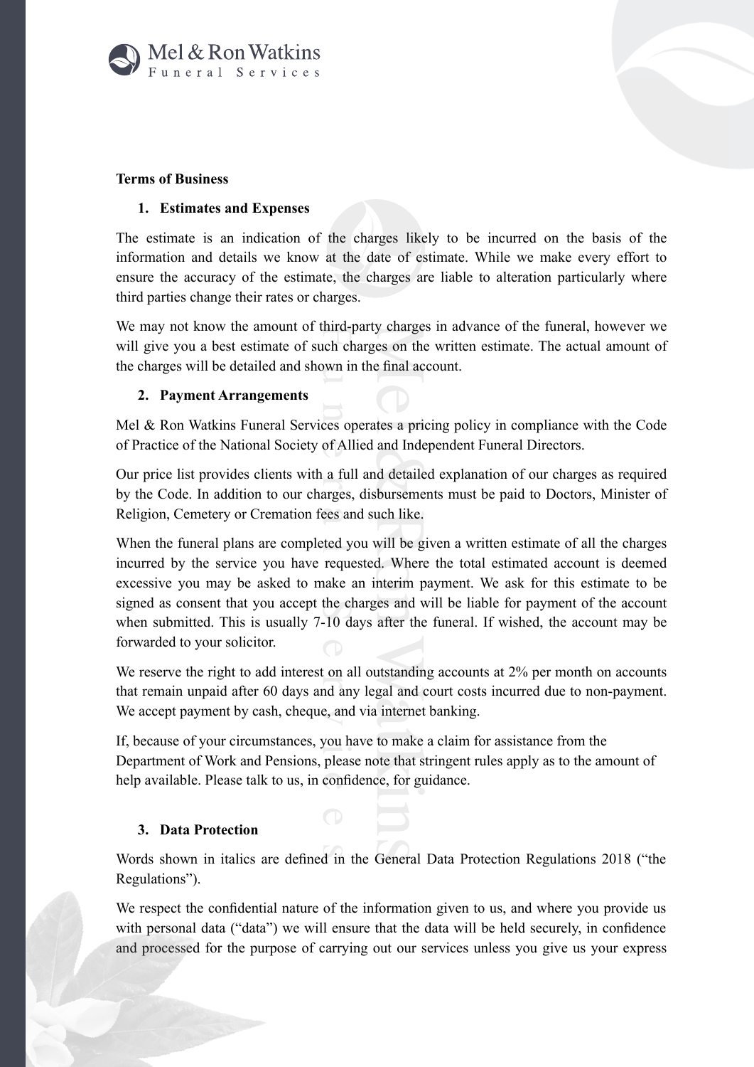**Terms of Business**

1. **Estimates and Expenses**

The estimate is an indication of the charges likely to be incurred on the basis of the information and details we know at the date of estimate. While we make every effort to ensure the accuracy of the estimate, the charges are liable to alteration particularly where third parties change their rates or charges.

We may not know the amount of third-party charges in advance of the funeral, however we will give you a best estimate of such charges on the written estimate. The actual amount of the charges will be detailed and shown in the final account.

2. **Payment Arrangements**

Mel & Ron Watkins Funeral Services operates a pricing policy in compliance with the Code of Practice of the National Society of Allied and Independent Funeral Directors.

Our price list provides clients with a full and detailed explanation of our charges as required by the Code. In addition to our charges, disbursements must be paid to Doctors, Minister of Religion, Cemetery or Cremation fees and such like.

When the funeral plans are completed you will be given a written estimate of all the charges incurred by the service you have requested. Where the total estimated account is deemed excessive you may be asked to make an interim payment. We ask for this estimate to be signed as consent that you accept the charges and will be liable for payment of the account when submitted. This is usually 7-10 days after the funeral. If wished, the account may be forwarded to your solicitor.

We reserve the right to add interest on all outstanding accounts at 2% per month on accounts that remain unpaid after 60 days and any legal and court costs incurred due to non-payment. We accept payment by cash, cheque, and via internet banking.

If, because of your circumstances, you have to make a claim for assistance from the Department of Work and Pensions, please note that stringent rules apply as to the amount of help available. Please talk to us, in confidence, for guidance.

3. **Data Protection**

Words shown in italics are defined in the General Data Protection Regulations 2018 ("the Regulations").

We respect the confidential nature of the information given to us, and where you provide us with personal data ("data") we will ensure that the data will be held securely, in confidence and processed for the purpose of carrying out our services unless you give us your express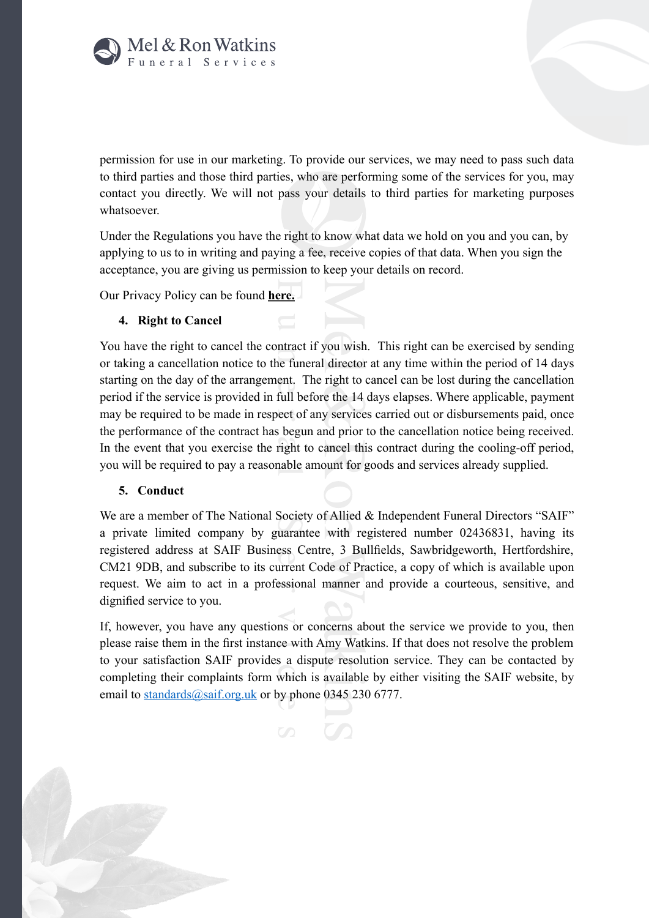permission for use in our marketing. To provide our services, we may need to pass such data to third parties and those third parties, who are performing some of the services for you, may contact you directly. We will not pass your details to third parties for marketing purposes whatsoever.

Under the Regulations you have the right to know what data we hold on you and you can, by applying to us to in writing and paying a fee, receive copies of that data. When you sign the acceptance, you are giving us permission to keep your details on record.

Our Privacy Policy can be found **here.**

## 4. Right to Cancel

You have the right to cancel the contract if you wish. This right can be exercised by sending or taking a cancellation notice to the funeral director at any time within the period of 14 days starting on the day of the arrangement. The right to cancel can be lost during the cancellation period if the service is provided in full before the 14 days elapses. Where applicable, payment may be required to be made in respect of any services carried out or disbursements paid, once the performance of the contract has begun and prior to the cancellation notice being received. In the event that you exercise the right to cancel this contract during the cooling-off period, you will be required to pay a reasonable amount for goods and services already supplied.

## 5. Conduct

We are a member of The National Society of Allied & Independent Funeral Directors "SAIF" a private limited company by guarantee with registered number 02436831, having its registered address at SAIF Business Centre, 3 Bullfields, Sawbridgeworth, Hertfordshire, CM21 9DB, and subscribe to its current Code of Practice, a copy of which is available upon request. We aim to act in a professional manner and provide a courteous, sensitive, and dignified service to you.

If, however, you have any questions or concerns about the service we provide to you, then please raise them in the first instance with Amy Watkins. If that does not resolve the problem to your satisfaction SAIF provides a dispute resolution service. They can be contacted by completing their complaints form which is available by either visiting the SAIF website, by email to standards@saif.org.uk or by phone 0345 230 6777.